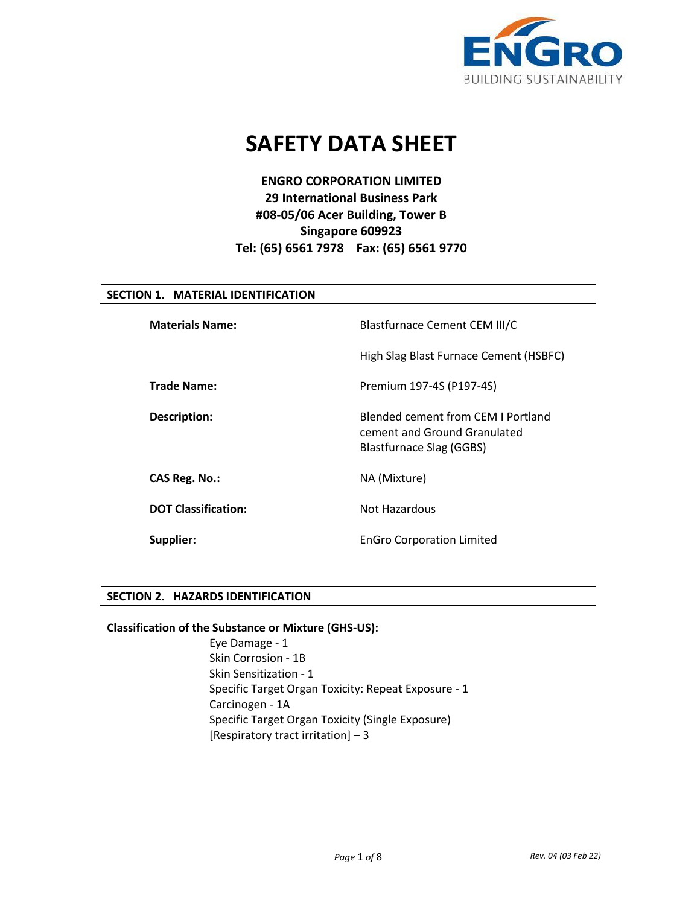ENGRO
BUILDING SUSTAINABILITY

# SAFETY DATA SHEET

**ENGRO CORPORATION LIMITED**
**29 International Business Park**
**#08-05/06 Acer Building, Tower B**
**Singapore 609923**
**Tel: (65) 6561 7978 Fax: (65) 6561 9770**

## SECTION 1. MATERIAL IDENTIFICATION

| | |
|---|---|
| **Materials Name:** | Blastfurnace Cement CEM III/C |
| | High Slag Blast Furnace Cement (HSBFC) |
| **Trade Name:** | Premium 197-4S (P197-4S) |
| **Description:** | Blended cement from CEM I Portland cement and Ground Granulated Blastfurnace Slag (GGBS) |
| **CAS Reg. No.:** | NA (Mixture) |
| **DOT Classification:** | Not Hazardous |
| **Supplier:** | EnGro Corporation Limited |

## SECTION 2. HAZARDS IDENTIFICATION

**Classification of the Substance or Mixture (GHS-US):**

Eye Damage - 1
Skin Corrosion - 1B
Skin Sensitization - 1
Specific Target Organ Toxicity: Repeat Exposure - 1
Carcinogen - 1A
Specific Target Organ Toxicity (Single Exposure)
[Respiratory tract irritation] – 3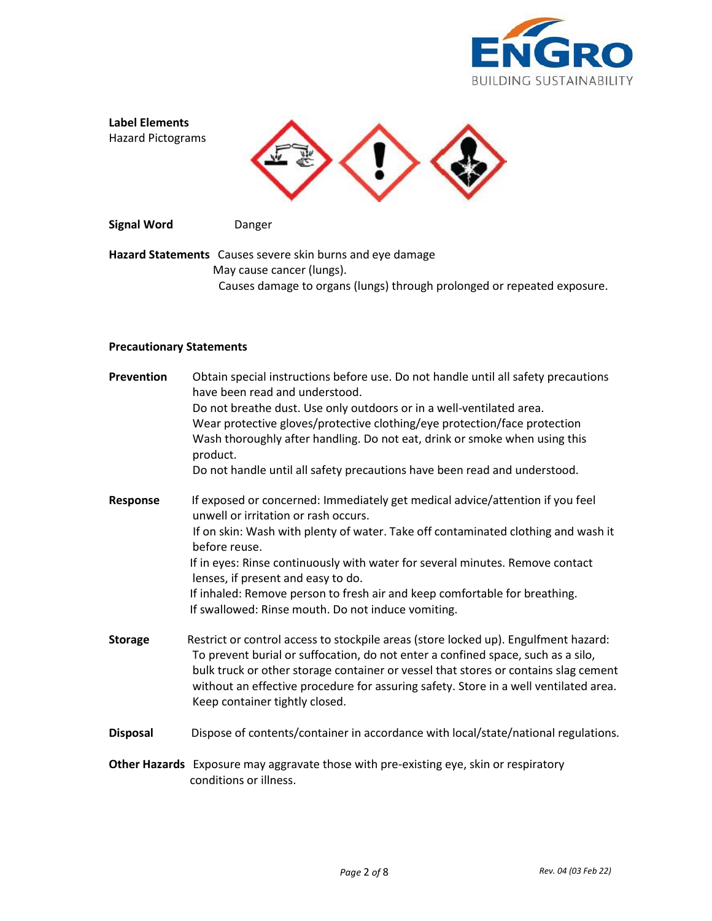**Label Elements**

Hazard Pictograms

**Signal Word** Danger

**Hazard Statements** Causes severe skin burns and eye damage
May cause cancer (lungs).
Causes damage to organs (lungs) through prolonged or repeated exposure.

**Precautionary Statements**

**Prevention** Obtain special instructions before use. Do not handle until all safety precautions have been read and understood.
Do not breathe dust. Use only outdoors or in a well-ventilated area.
Wear protective gloves/protective clothing/eye protection/face protection
Wash thoroughly after handling. Do not eat, drink or smoke when using this product.
Do not handle until all safety precautions have been read and understood.

**Response** If exposed or concerned: Immediately get medical advice/attention if you feel unwell or irritation or rash occurs.
If on skin: Wash with plenty of water. Take off contaminated clothing and wash it before reuse.
If in eyes: Rinse continuously with water for several minutes. Remove contact lenses, if present and easy to do.
If inhaled: Remove person to fresh air and keep comfortable for breathing.
If swallowed: Rinse mouth. Do not induce vomiting.

**Storage** Restrict or control access to stockpile areas (store locked up). Engulfment hazard: To prevent burial or suffocation, do not enter a confined space, such as a silo, bulk truck or other storage container or vessel that stores or contains slag cement without an effective procedure for assuring safety. Store in a well ventilated area. Keep container tightly closed.

**Disposal** Dispose of contents/container in accordance with local/state/national regulations.

**Other Hazards** Exposure may aggravate those with pre-existing eye, skin or respiratory conditions or illness.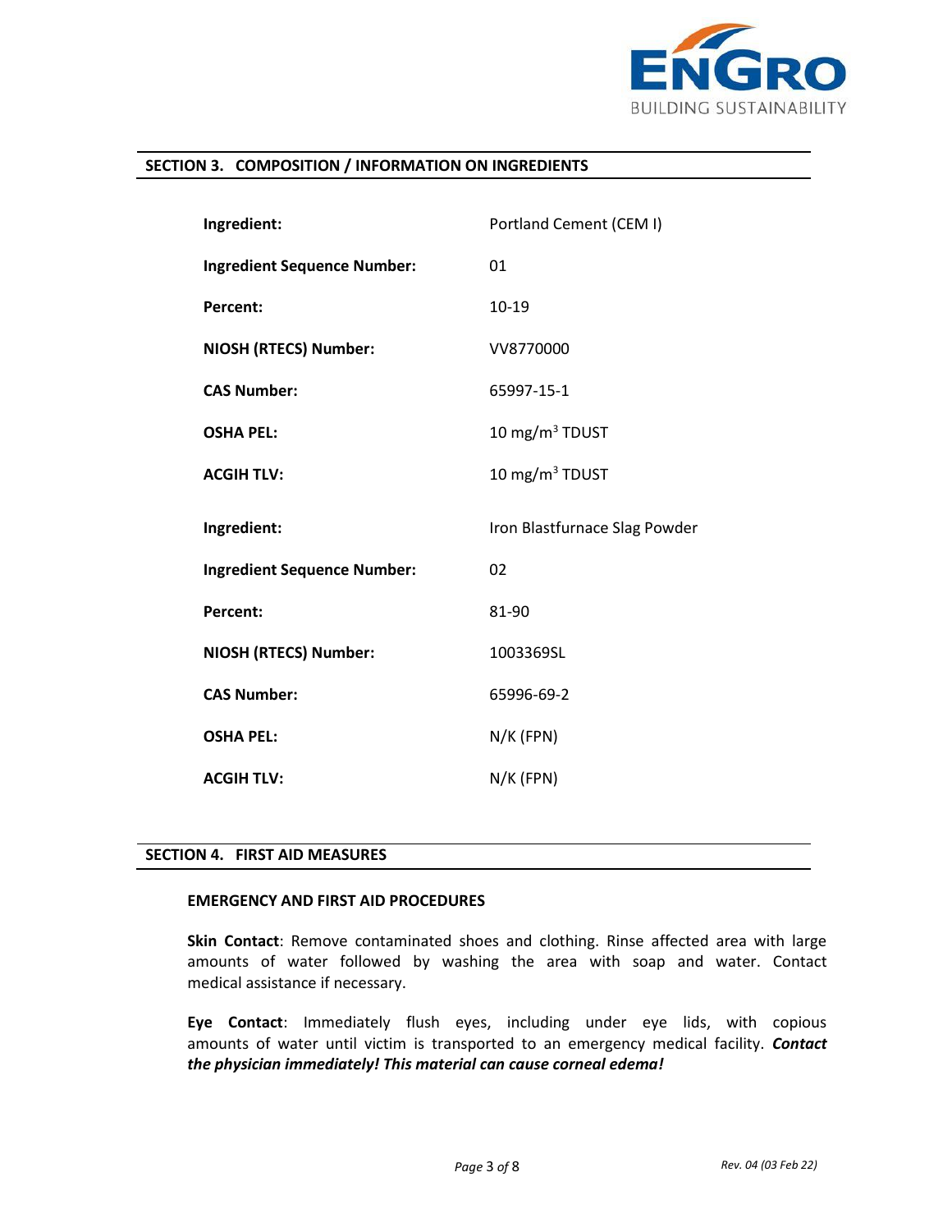## SECTION 3. COMPOSITION / INFORMATION ON INGREDIENTS

| | |
|---|---|
| **Ingredient:** | Portland Cement (CEM I) |
| **Ingredient Sequence Number:** | 01 |
| **Percent:** | 10-19 |
| **NIOSH (RTECS) Number:** | VV8770000 |
| **CAS Number:** | 65997-15-1 |
| **OSHA PEL:** | 10 mg/m$^3$ TDUST |
| **ACGIH TLV:** | 10 mg/m$^3$ TDUST |

| | |
|---|---|
| **Ingredient:** | Iron Blastfurnace Slag Powder |
| **Ingredient Sequence Number:** | 02 |
| **Percent:** | 81-90 |
| **NIOSH (RTECS) Number:** | 1003369SL |
| **CAS Number:** | 65996-69-2 |
| **OSHA PEL:** | N/K (FPN) |
| **ACGIH TLV:** | N/K (FPN) |

## SECTION 4. FIRST AID MEASURES

### EMERGENCY AND FIRST AID PROCEDURES

**Skin Contact**: Remove contaminated shoes and clothing. Rinse affected area with large amounts of water followed by washing the area with soap and water. Contact medical assistance if necessary.

**Eye Contact**: Immediately flush eyes, including under eye lids, with copious amounts of water until victim is transported to an emergency medical facility. ***Contact the physician immediately! This material can cause corneal edema!***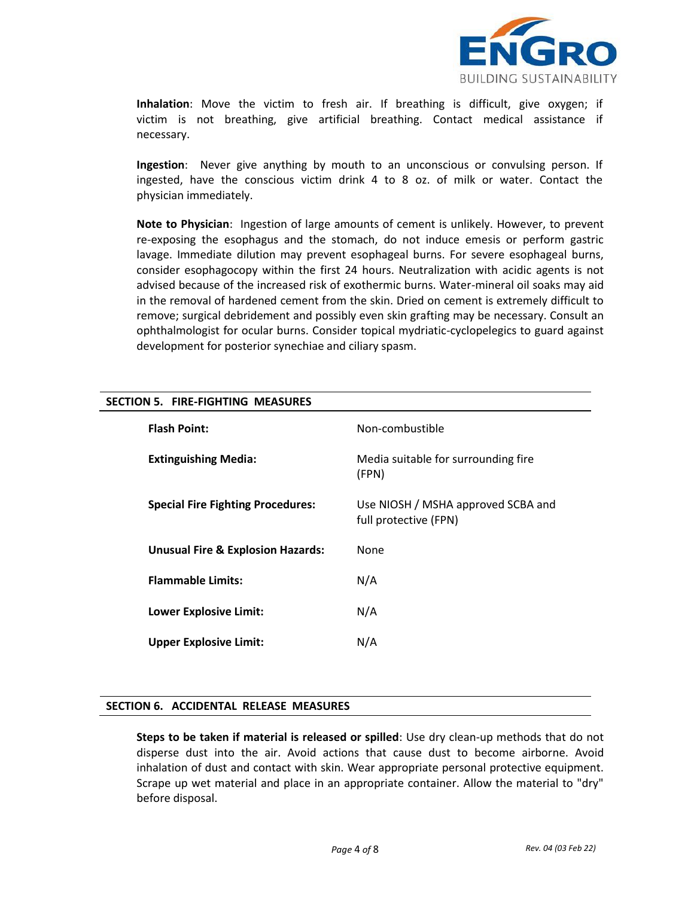**Inhalation**: Move the victim to fresh air. If breathing is difficult, give oxygen; if victim is not breathing, give artificial breathing. Contact medical assistance if necessary.

**Ingestion**: Never give anything by mouth to an unconscious or convulsing person. If ingested, have the conscious victim drink 4 to 8 oz. of milk or water. Contact the physician immediately.

**Note to Physician**: Ingestion of large amounts of cement is unlikely. However, to prevent re-exposing the esophagus and the stomach, do not induce emesis or perform gastric lavage. Immediate dilution may prevent esophageal burns. For severe esophageal burns, consider esophagocopy within the first 24 hours. Neutralization with acidic agents is not advised because of the increased risk of exothermic burns. Water-mineral oil soaks may aid in the removal of hardened cement from the skin. Dried on cement is extremely difficult to remove; surgical debridement and possibly even skin grafting may be necessary. Consult an ophthalmologist for ocular burns. Consider topical mydriatic-cyclopelegics to guard against development for posterior synechiae and ciliary spasm.

## SECTION 5. FIRE-FIGHTING MEASURES

| | |
|---|---|
| **Flash Point:** | Non-combustible |
| **Extinguishing Media:** | Media suitable for surrounding fire (FPN) |
| **Special Fire Fighting Procedures:** | Use NIOSH / MSHA approved SCBA and full protective (FPN) |
| **Unusual Fire & Explosion Hazards:** | None |
| **Flammable Limits:** | N/A |
| **Lower Explosive Limit:** | N/A |
| **Upper Explosive Limit:** | N/A |

## SECTION 6. ACCIDENTAL RELEASE MEASURES

**Steps to be taken if material is released or spilled**: Use dry clean-up methods that do not disperse dust into the air. Avoid actions that cause dust to become airborne. Avoid inhalation of dust and contact with skin. Wear appropriate personal protective equipment. Scrape up wet material and place in an appropriate container. Allow the material to "dry" before disposal.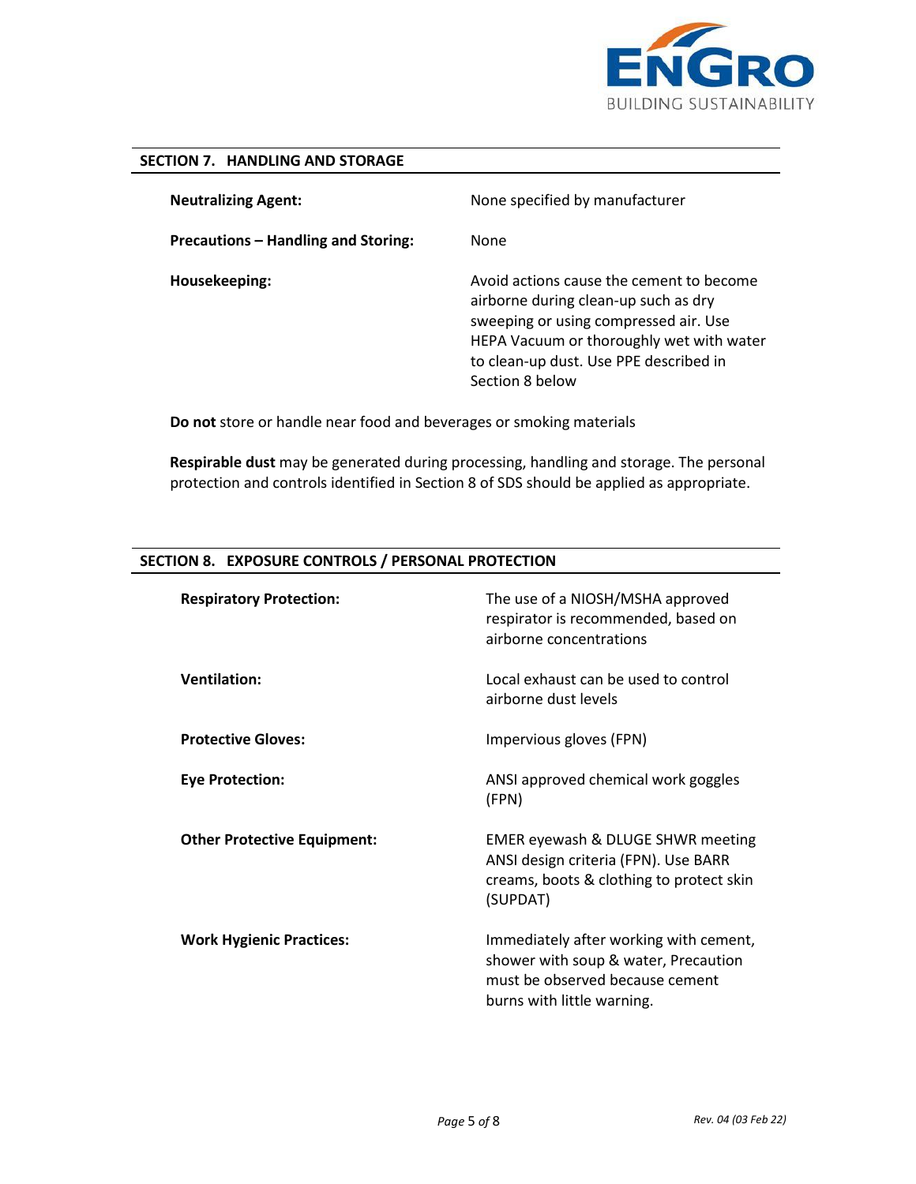## SECTION 7. HANDLING AND STORAGE

| | |
|---|---|
| **Neutralizing Agent:** | None specified by manufacturer |
| **Precautions – Handling and Storing:** | None |
| **Housekeeping:** | Avoid actions cause the cement to become airborne during clean-up such as dry sweeping or using compressed air. Use HEPA Vacuum or thoroughly wet with water to clean-up dust. Use PPE described in Section 8 below |

**Do not** store or handle near food and beverages or smoking materials

**Respirable dust** may be generated during processing, handling and storage. The personal protection and controls identified in Section 8 of SDS should be applied as appropriate.

## SECTION 8. EXPOSURE CONTROLS / PERSONAL PROTECTION

| | |
|---|---|
| **Respiratory Protection:** | The use of a NIOSH/MSHA approved respirator is recommended, based on airborne concentrations |
| **Ventilation:** | Local exhaust can be used to control airborne dust levels |
| **Protective Gloves:** | Impervious gloves (FPN) |
| **Eye Protection:** | ANSI approved chemical work goggles (FPN) |
| **Other Protective Equipment:** | EMER eyewash & DLUGE SHWR meeting ANSI design criteria (FPN). Use BARR creams, boots & clothing to protect skin (SUPDAT) |
| **Work Hygienic Practices:** | Immediately after working with cement, shower with soup & water, Precaution must be observed because cement burns with little warning. |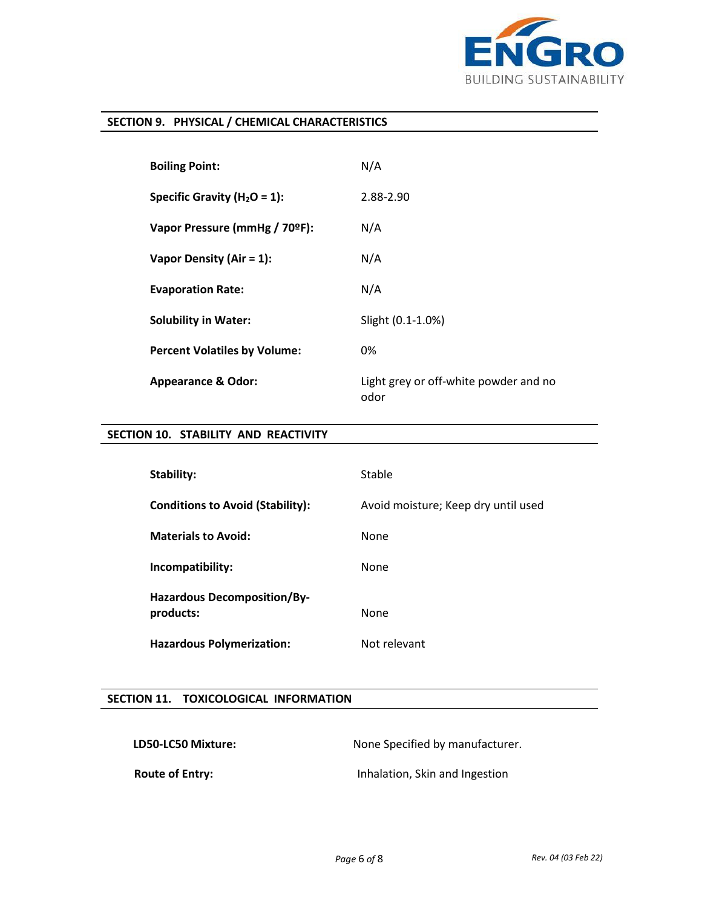## SECTION 9. PHYSICAL / CHEMICAL CHARACTERISTICS

| | |
|---|---|
| **Boiling Point:** | N/A |
| **Specific Gravity ($H_2O$ = 1):** | 2.88-2.90 |
| **Vapor Pressure (mmHg / 70ºF):** | N/A |
| **Vapor Density (Air = 1):** | N/A |
| **Evaporation Rate:** | N/A |
| **Solubility in Water:** | Slight (0.1-1.0%) |
| **Percent Volatiles by Volume:** | 0% |
| **Appearance & Odor:** | Light grey or off-white powder and no odor |

## SECTION 10. STABILITY AND REACTIVITY

| | |
|---|---|
| **Stability:** | Stable |
| **Conditions to Avoid (Stability):** | Avoid moisture; Keep dry until used |
| **Materials to Avoid:** | None |
| **Incompatibility:** | None |
| **Hazardous Decomposition/By-products:** | None |
| **Hazardous Polymerization:** | Not relevant |

## SECTION 11. TOXICOLOGICAL INFORMATION

| | |
|---|---|
| **LD50-LC50 Mixture:** | None Specified by manufacturer. |
| **Route of Entry:** | Inhalation, Skin and Ingestion |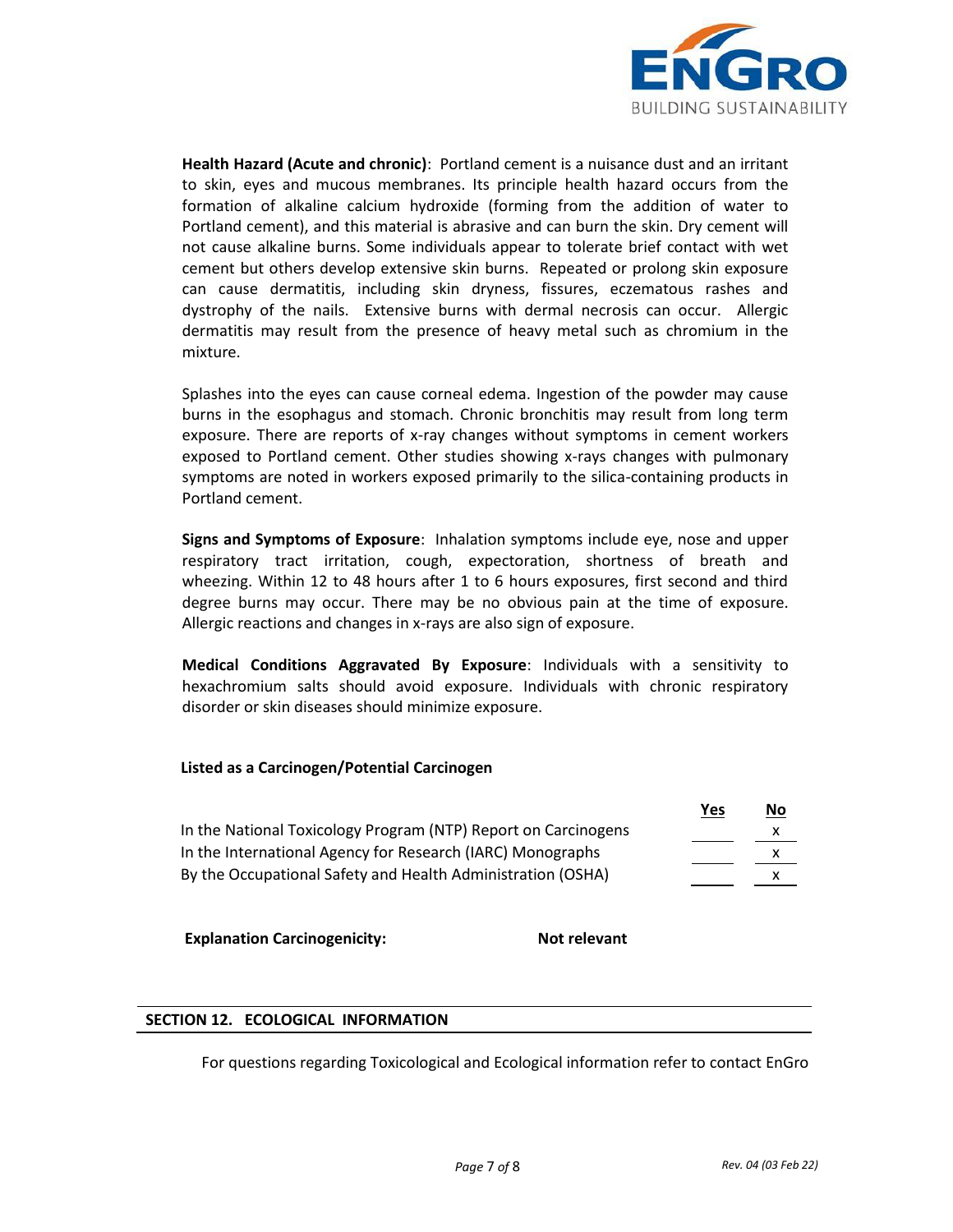**Health Hazard (Acute and chronic)**: Portland cement is a nuisance dust and an irritant to skin, eyes and mucous membranes. Its principle health hazard occurs from the formation of alkaline calcium hydroxide (forming from the addition of water to Portland cement), and this material is abrasive and can burn the skin. Dry cement will not cause alkaline burns. Some individuals appear to tolerate brief contact with wet cement but others develop extensive skin burns. Repeated or prolong skin exposure can cause dermatitis, including skin dryness, fissures, eczematous rashes and dystrophy of the nails. Extensive burns with dermal necrosis can occur. Allergic dermatitis may result from the presence of heavy metal such as chromium in the mixture.

Splashes into the eyes can cause corneal edema. Ingestion of the powder may cause burns in the esophagus and stomach. Chronic bronchitis may result from long term exposure. There are reports of x-ray changes without symptoms in cement workers exposed to Portland cement. Other studies showing x-rays changes with pulmonary symptoms are noted in workers exposed primarily to the silica-containing products in Portland cement.

**Signs and Symptoms of Exposure**: Inhalation symptoms include eye, nose and upper respiratory tract irritation, cough, expectoration, shortness of breath and wheezing. Within 12 to 48 hours after 1 to 6 hours exposures, first second and third degree burns may occur. There may be no obvious pain at the time of exposure. Allergic reactions and changes in x-rays are also sign of exposure.

**Medical Conditions Aggravated By Exposure**: Individuals with a sensitivity to hexachromium salts should avoid exposure. Individuals with chronic respiratory disorder or skin diseases should minimize exposure.

**Listed as a Carcinogen/Potential Carcinogen**

| | Yes | No |
|---|---|---|
| In the National Toxicology Program (NTP) Report on Carcinogens | | x |
| In the International Agency for Research (IARC) Monographs | | x |
| By the Occupational Safety and Health Administration (OSHA) | | x |

**Explanation Carcinogenicity:** **Not relevant**

## SECTION 12. ECOLOGICAL INFORMATION

For questions regarding Toxicological and Ecological information refer to contact EnGro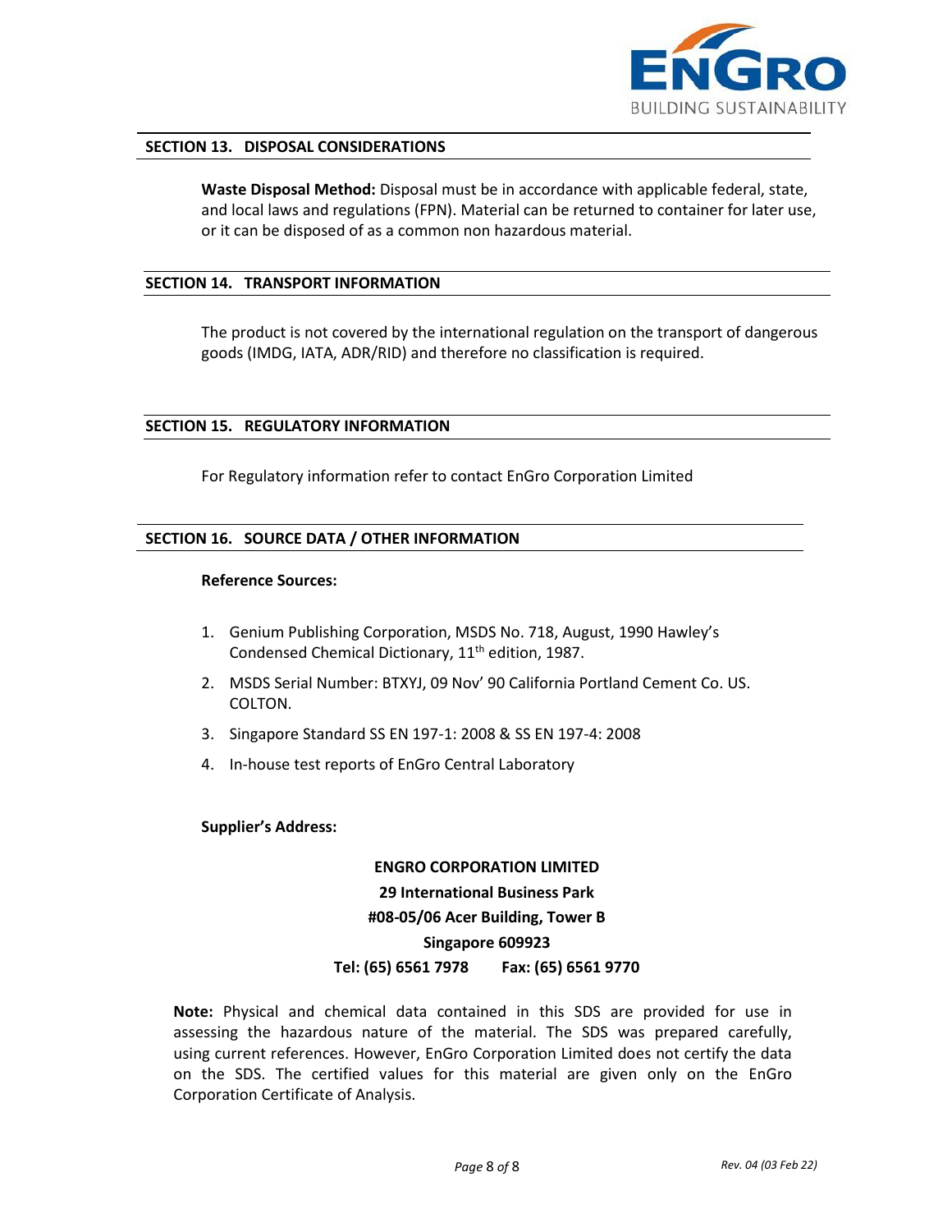## SECTION 13. DISPOSAL CONSIDERATIONS

**Waste Disposal Method:** Disposal must be in accordance with applicable federal, state, and local laws and regulations (FPN). Material can be returned to container for later use, or it can be disposed of as a common non hazardous material.

## SECTION 14. TRANSPORT INFORMATION

The product is not covered by the international regulation on the transport of dangerous goods (IMDG, IATA, ADR/RID) and therefore no classification is required.

## SECTION 15. REGULATORY INFORMATION

For Regulatory information refer to contact EnGro Corporation Limited

## SECTION 16. SOURCE DATA / OTHER INFORMATION

**Reference Sources:**

1. Genium Publishing Corporation, MSDS No. 718, August, 1990 Hawley's Condensed Chemical Dictionary, 11th edition, 1987.
2. MSDS Serial Number: BTXYJ, 09 Nov' 90 California Portland Cement Co. US. COLTON.
3. Singapore Standard SS EN 197-1: 2008 & SS EN 197-4: 2008
4. In-house test reports of EnGro Central Laboratory

**Supplier's Address:**

**ENGRO CORPORATION LIMITED**
**29 International Business Park**
**#08-05/06 Acer Building, Tower B**
**Singapore 609923**
**Tel: (65) 6561 7978 Fax: (65) 6561 9770**

**Note:** Physical and chemical data contained in this SDS are provided for use in assessing the hazardous nature of the material. The SDS was prepared carefully, using current references. However, EnGro Corporation Limited does not certify the data on the SDS. The certified values for this material are given only on the EnGro Corporation Certificate of Analysis.